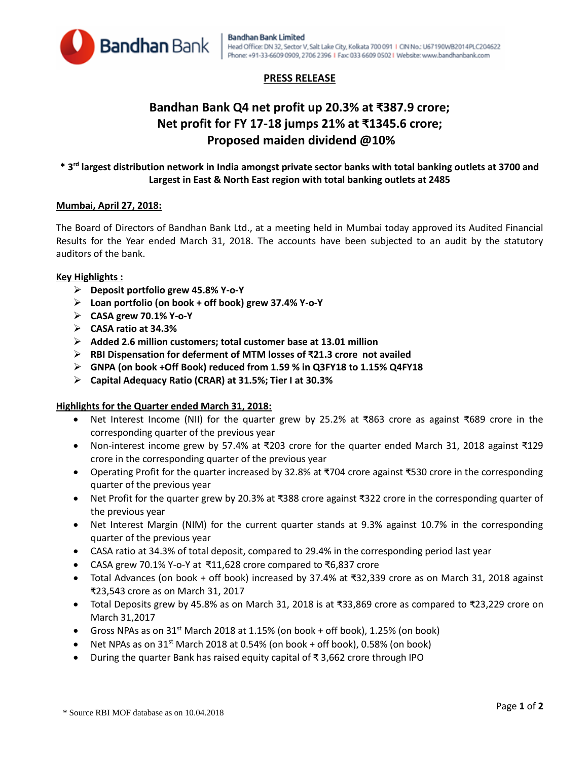Bandhan Bank

**Bandhan Bank Limited**
Head Office: DN 32, Sector V, Salt Lake City, Kolkata 700 091 | CIN No.: U67190WB2014PLC204622
Phone: +91-33-6609 0909, 2706 2396 | Fax: 033 6609 0502 | Website: www.bandhanbank.com

**PRESS RELEASE**

# Bandhan Bank Q4 net profit up 20.3% at ₹387.9 crore; Net profit for FY 17-18 jumps 21% at ₹1345.6 crore; Proposed maiden dividend @10%

**\* 3rd largest distribution network in India amongst private sector banks with total banking outlets at 3700 and Largest in East & North East region with total banking outlets at 2485**

**Mumbai, April 27, 2018:**

The Board of Directors of Bandhan Bank Ltd., at a meeting held in Mumbai today approved its Audited Financial Results for the Year ended March 31, 2018. The accounts have been subjected to an audit by the statutory auditors of the bank.

**Key Highlights :**

- **Deposit portfolio grew 45.8% Y-o-Y**
- **Loan portfolio (on book + off book) grew 37.4% Y-o-Y**
- **CASA grew 70.1% Y-o-Y**
- **CASA ratio at 34.3%**
- **Added 2.6 million customers; total customer base at 13.01 million**
- **RBI Dispensation for deferment of MTM losses of ₹21.3 crore not availed**
- **GNPA (on book +Off Book) reduced from 1.59 % in Q3FY18 to 1.15% Q4FY18**
- **Capital Adequacy Ratio (CRAR) at 31.5%; Tier I at 30.3%**

**Highlights for the Quarter ended March 31, 2018:**

- Net Interest Income (NII) for the quarter grew by 25.2% at ₹863 crore as against ₹689 crore in the corresponding quarter of the previous year
- Non-interest income grew by 57.4% at ₹203 crore for the quarter ended March 31, 2018 against ₹129 crore in the corresponding quarter of the previous year
- Operating Profit for the quarter increased by 32.8% at ₹704 crore against ₹530 crore in the corresponding quarter of the previous year
- Net Profit for the quarter grew by 20.3% at ₹388 crore against ₹322 crore in the corresponding quarter of the previous year
- Net Interest Margin (NIM) for the current quarter stands at 9.3% against 10.7% in the corresponding quarter of the previous year
- CASA ratio at 34.3% of total deposit, compared to 29.4% in the corresponding period last year
- CASA grew 70.1% Y-o-Y at ₹11,628 crore compared to ₹6,837 crore
- Total Advances (on book + off book) increased by 37.4% at ₹32,339 crore as on March 31, 2018 against ₹23,543 crore as on March 31, 2017
- Total Deposits grew by 45.8% as on March 31, 2018 is at ₹33,869 crore as compared to ₹23,229 crore on March 31,2017
- Gross NPAs as on 31st March 2018 at 1.15% (on book + off book), 1.25% (on book)
- Net NPAs as on 31st March 2018 at 0.54% (on book + off book), 0.58% (on book)
- During the quarter Bank has raised equity capital of ₹ 3,662 crore through IPO

\* Source RBI MOF database as on 10.04.2018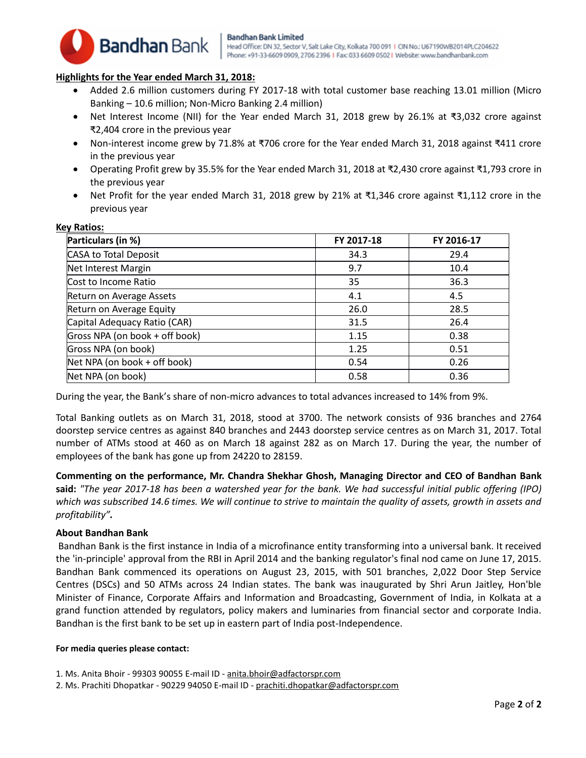**Bandhan Bank**

**Bandhan Bank Limited**
Head Office: DN 32, Sector V, Salt Lake City, Kolkata 700 091 | CIN No.: U67190WB2014PLC204622
Phone: +91-33-6609 0909, 2706 2396 | Fax: 033 6609 0502 | Website: www.bandhanbank.com

**Highlights for the Year ended March 31, 2018:**

- Added 2.6 million customers during FY 2017-18 with total customer base reaching 13.01 million (Micro Banking – 10.6 million; Non-Micro Banking 2.4 million)
- Net Interest Income (NII) for the Year ended March 31, 2018 grew by 26.1% at ₹3,032 crore against ₹2,404 crore in the previous year
- Non-interest income grew by 71.8% at ₹706 crore for the Year ended March 31, 2018 against ₹411 crore in the previous year
- Operating Profit grew by 35.5% for the Year ended March 31, 2018 at ₹2,430 crore against ₹1,793 crore in the previous year
- Net Profit for the year ended March 31, 2018 grew by 21% at ₹1,346 crore against ₹1,112 crore in the previous year

**Key Ratios:**

| Particulars (in %) | FY 2017-18 | FY 2016-17 |
|---|---|---|
| CASA to Total Deposit | 34.3 | 29.4 |
| Net Interest Margin | 9.7 | 10.4 |
| Cost to Income Ratio | 35 | 36.3 |
| Return on Average Assets | 4.1 | 4.5 |
| Return on Average Equity | 26.0 | 28.5 |
| Capital Adequacy Ratio (CAR) | 31.5 | 26.4 |
| Gross NPA (on book + off book) | 1.15 | 0.38 |
| Gross NPA (on book) | 1.25 | 0.51 |
| Net NPA (on book + off book) | 0.54 | 0.26 |
| Net NPA (on book) | 0.58 | 0.36 |

During the year, the Bank's share of non-micro advances to total advances increased to 14% from 9%.

Total Banking outlets as on March 31, 2018, stood at 3700. The network consists of 936 branches and 2764 doorstep service centres as against 840 branches and 2443 doorstep service centres as on March 31, 2017. Total number of ATMs stood at 460 as on March 18 against 282 as on March 17. During the year, the number of employees of the bank has gone up from 24220 to 28159.

**Commenting on the performance, Mr. Chandra Shekhar Ghosh, Managing Director and CEO of Bandhan Bank said:** *"The year 2017-18 has been a watershed year for the bank. We had successful initial public offering (IPO) which was subscribed 14.6 times. We will continue to strive to maintain the quality of assets, growth in assets and profitability".*

**About Bandhan Bank**

Bandhan Bank is the first instance in India of a microfinance entity transforming into a universal bank. It received the 'in-principle' approval from the RBI in April 2014 and the banking regulator's final nod came on June 17, 2015. Bandhan Bank commenced its operations on August 23, 2015, with 501 branches, 2,022 Door Step Service Centres (DSCs) and 50 ATMs across 24 Indian states. The bank was inaugurated by Shri Arun Jaitley, Hon'ble Minister of Finance, Corporate Affairs and Information and Broadcasting, Government of India, in Kolkata at a grand function attended by regulators, policy makers and luminaries from financial sector and corporate India. Bandhan is the first bank to be set up in eastern part of India post-Independence.

**For media queries please contact:**

1. Ms. Anita Bhoir - 99303 90055 E-mail ID - anita.bhoir@adfactorspr.com
2. Ms. Prachiti Dhopatkar - 90229 94050 E-mail ID - prachiti.dhopatkar@adfactorspr.com